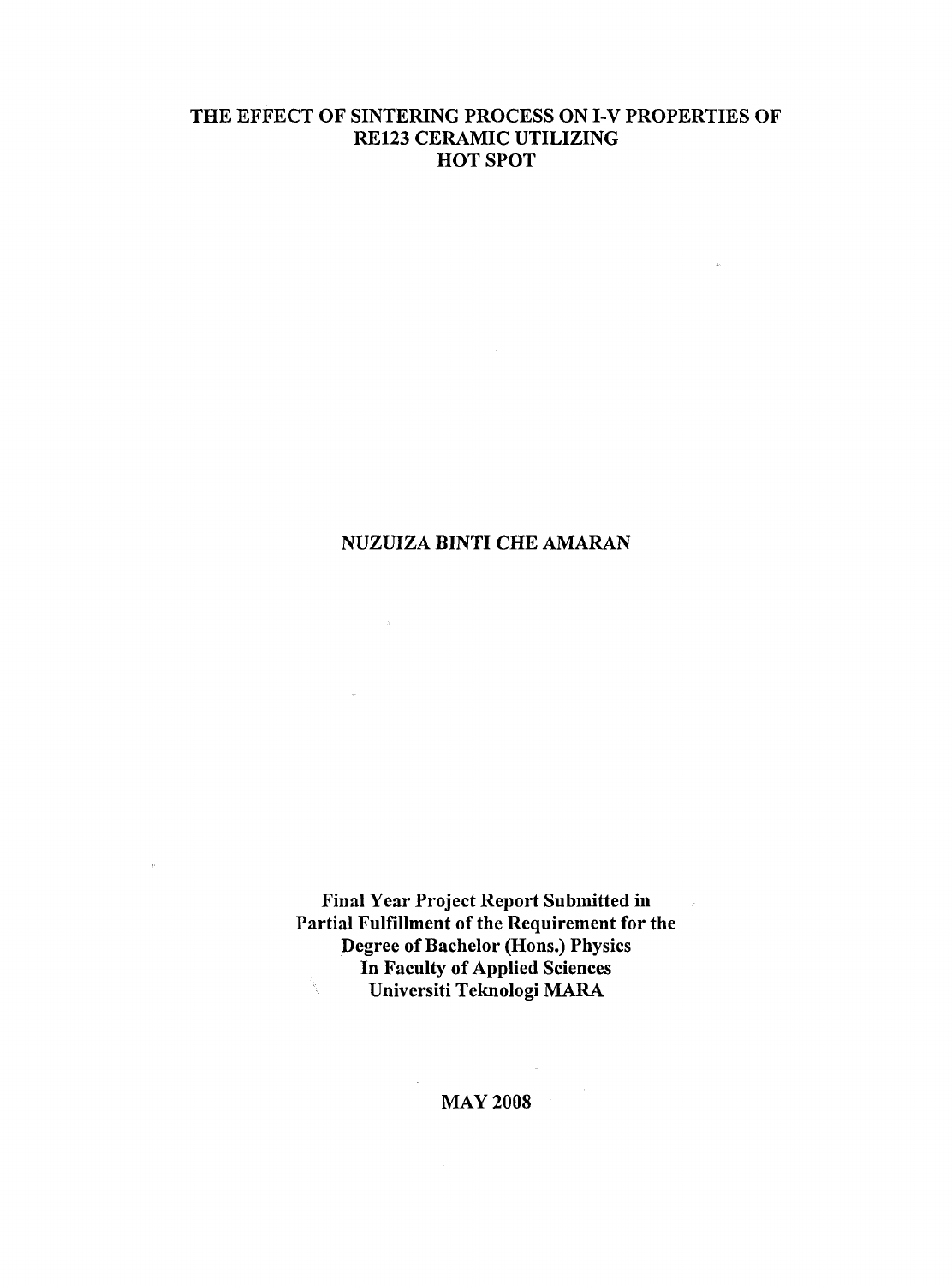# THE EFFECT OF SINTERING PROCESS ON I-V PROPERTIES OF RE123 CERAMIC UTILIZING HOT SPOT

**NUZUIZA BINTI CHE AMARAN**

**Final Year Project Report Submitted in Partial Fulfillment of the Requirement for the Degree of Bachelor (Hons.) Physics In Faculty of Applied Sciences Universiti Teknologi MARA**

**MAY 2008**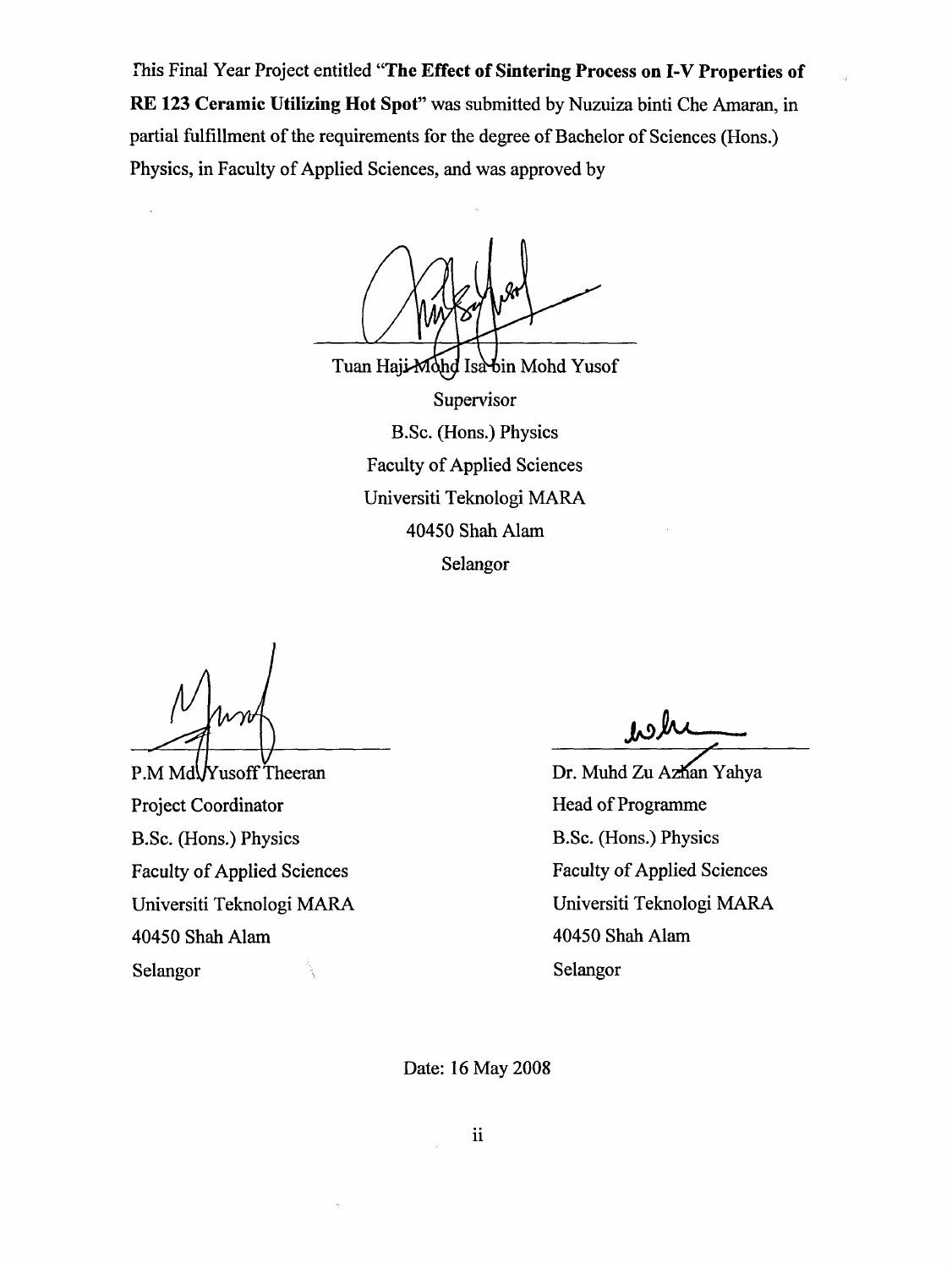This Final Year Project entitled **"The Effect of Sintering Process on I-V Properties of RE 123 Ceramic Utilizing Hot Spot"** was submitted by Nuzuiza binti Che Amaran, in partial fulfillment of the requirements for the degree of Bachelor of Sciences (Hons.) Physics, in Faculty of Applied Sciences, and was approved by

Tuan Haji Mohd Isa bin Mohd Yusof
Supervisor
B.Sc. (Hons.) Physics
Faculty of Applied Sciences
Universiti Teknologi MARA
40450 Shah Alam
Selangor

P.M Md Yusoff Theeran
Project Coordinator
B.Sc. (Hons.) Physics
Faculty of Applied Sciences
Universiti Teknologi MARA
40450 Shah Alam
Selangor

Dr. Muhd Zu Azhan Yahya
Head of Programme
B.Sc. (Hons.) Physics
Faculty of Applied Sciences
Universiti Teknologi MARA
40450 Shah Alam
Selangor

Date: 16 May 2008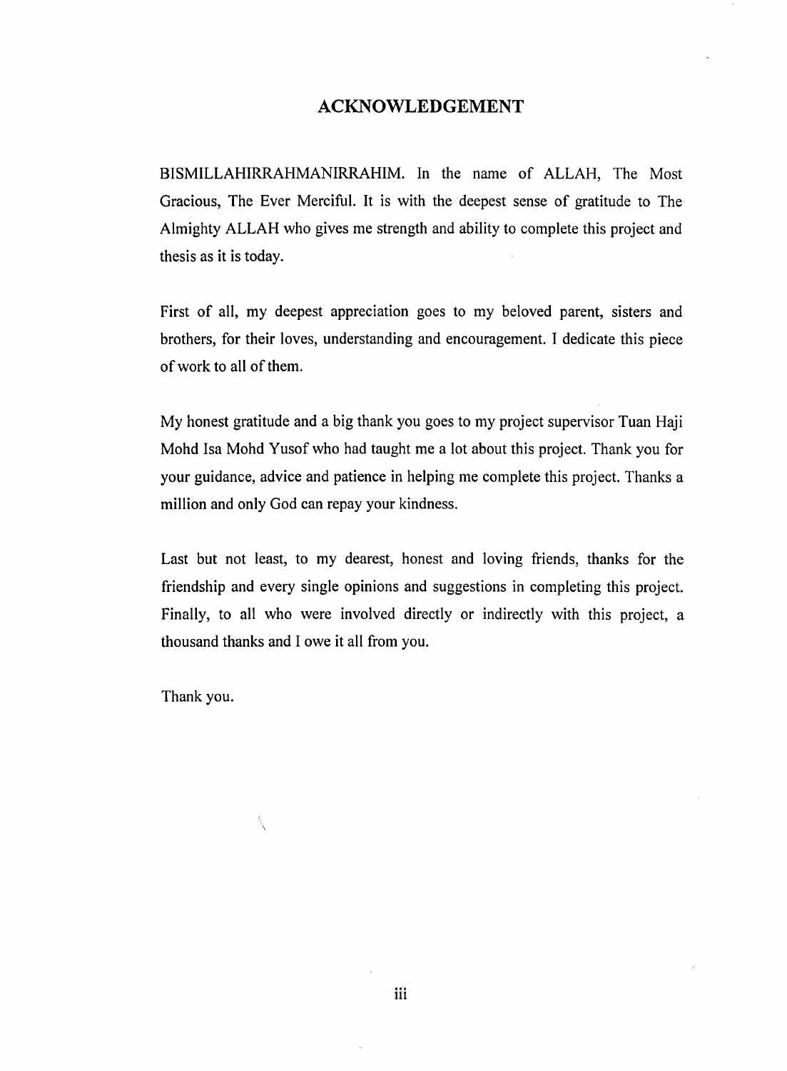## ACKNOWLEDGEMENT

BISMILLAHIRRAHMANIRRAHIM. In the name of ALLAH, The Most Gracious, The Ever Merciful. It is with the deepest sense of gratitude to The Almighty ALLAH who gives me strength and ability to complete this project and thesis as it is today.

First of all, my deepest appreciation goes to my beloved parent, sisters and brothers, for their loves, understanding and encouragement. I dedicate this piece of work to all of them.

My honest gratitude and a big thank you goes to my project supervisor Tuan Haji Mohd Isa Mohd Yusof who had taught me a lot about this project. Thank you for your guidance, advice and patience in helping me complete this project. Thanks a million and only God can repay your kindness.

Last but not least, to my dearest, honest and loving friends, thanks for the friendship and every single opinions and suggestions in completing this project. Finally, to all who were involved directly or indirectly with this project, a thousand thanks and I owe it all from you.

Thank you.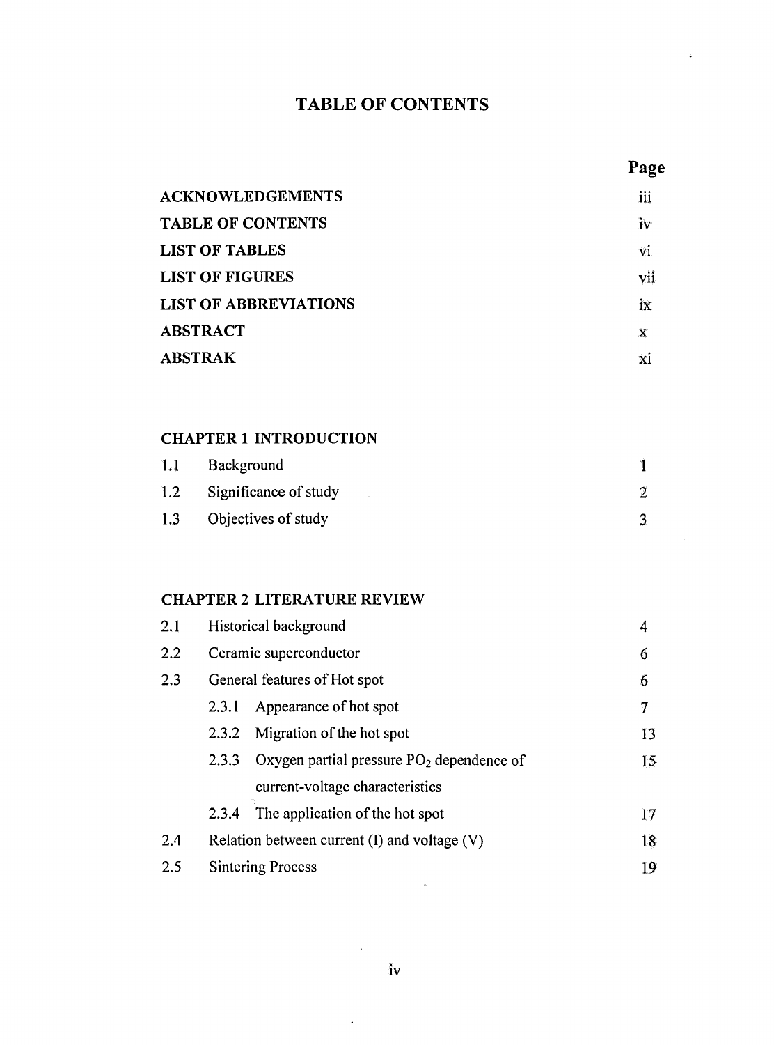# TABLE OF CONTENTS

| | Page |
|---|---|
| **ACKNOWLEDGEMENTS** | iii |
| **TABLE OF CONTENTS** | iv |
| **LIST OF TABLES** | vi |
| **LIST OF FIGURES** | vii |
| **LIST OF ABBREVIATIONS** | ix |
| **ABSTRACT** | x |
| **ABSTRAK** | xi |

**CHAPTER 1 INTRODUCTION**

| | | |
|---|---|---|
| 1.1 | Background | 1 |
| 1.2 | Significance of study | 2 |
| 1.3 | Objectives of study | 3 |

**CHAPTER 2 LITERATURE REVIEW**

| | | | |
|---|---|---|---|
| 2.1 | Historical background | | 4 |
| 2.2 | Ceramic superconductor | | 6 |
| 2.3 | General features of Hot spot | | 6 |
| | 2.3.1 | Appearance of hot spot | 7 |
| | 2.3.2 | Migration of the hot spot | 13 |
| | 2.3.3 | Oxygen partial pressure $PO_2$ dependence of current-voltage characteristics | 15 |
| | 2.3.4 | The application of the hot spot | 17 |
| 2.4 | Relation between current (I) and voltage (V) | | 18 |
| 2.5 | Sintering Process | | 19 |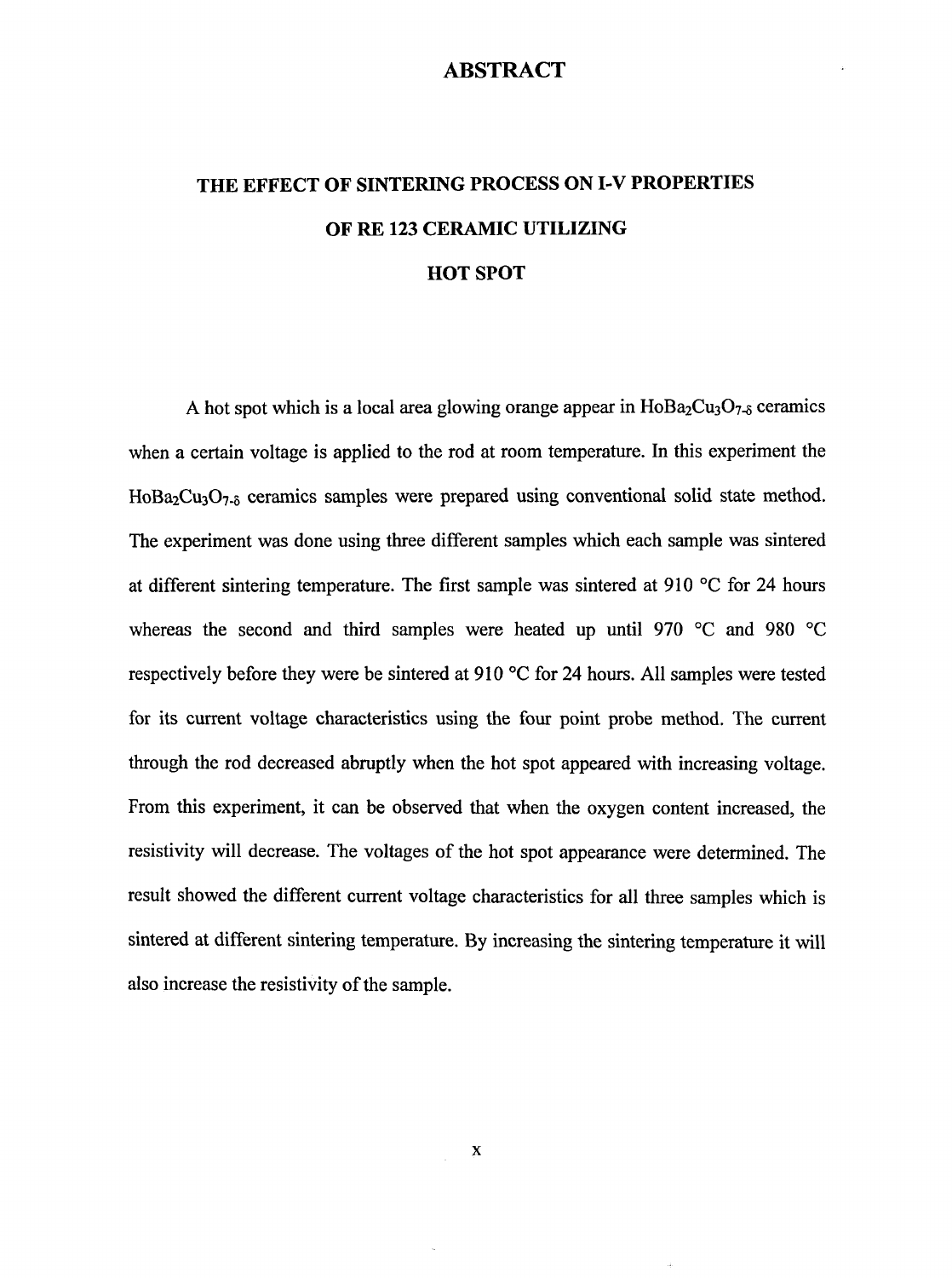# ABSTRACT

## THE EFFECT OF SINTERING PROCESS ON I-V PROPERTIES OF RE 123 CERAMIC UTILIZING HOT SPOT

A hot spot which is a local area glowing orange appear in $HoBa_2Cu_3O_{7-\delta}$ ceramics when a certain voltage is applied to the rod at room temperature. In this experiment the $HoBa_2Cu_3O_{7-\delta}$ ceramics samples were prepared using conventional solid state method. The experiment was done using three different samples which each sample was sintered at different sintering temperature. The first sample was sintered at 910 °C for 24 hours whereas the second and third samples were heated up until 970 °C and 980 °C respectively before they were be sintered at 910 °C for 24 hours. All samples were tested for its current voltage characteristics using the four point probe method. The current through the rod decreased abruptly when the hot spot appeared with increasing voltage. From this experiment, it can be observed that when the oxygen content increased, the resistivity will decrease. The voltages of the hot spot appearance were determined. The result showed the different current voltage characteristics for all three samples which is sintered at different sintering temperature. By increasing the sintering temperature it will also increase the resistivity of the sample.